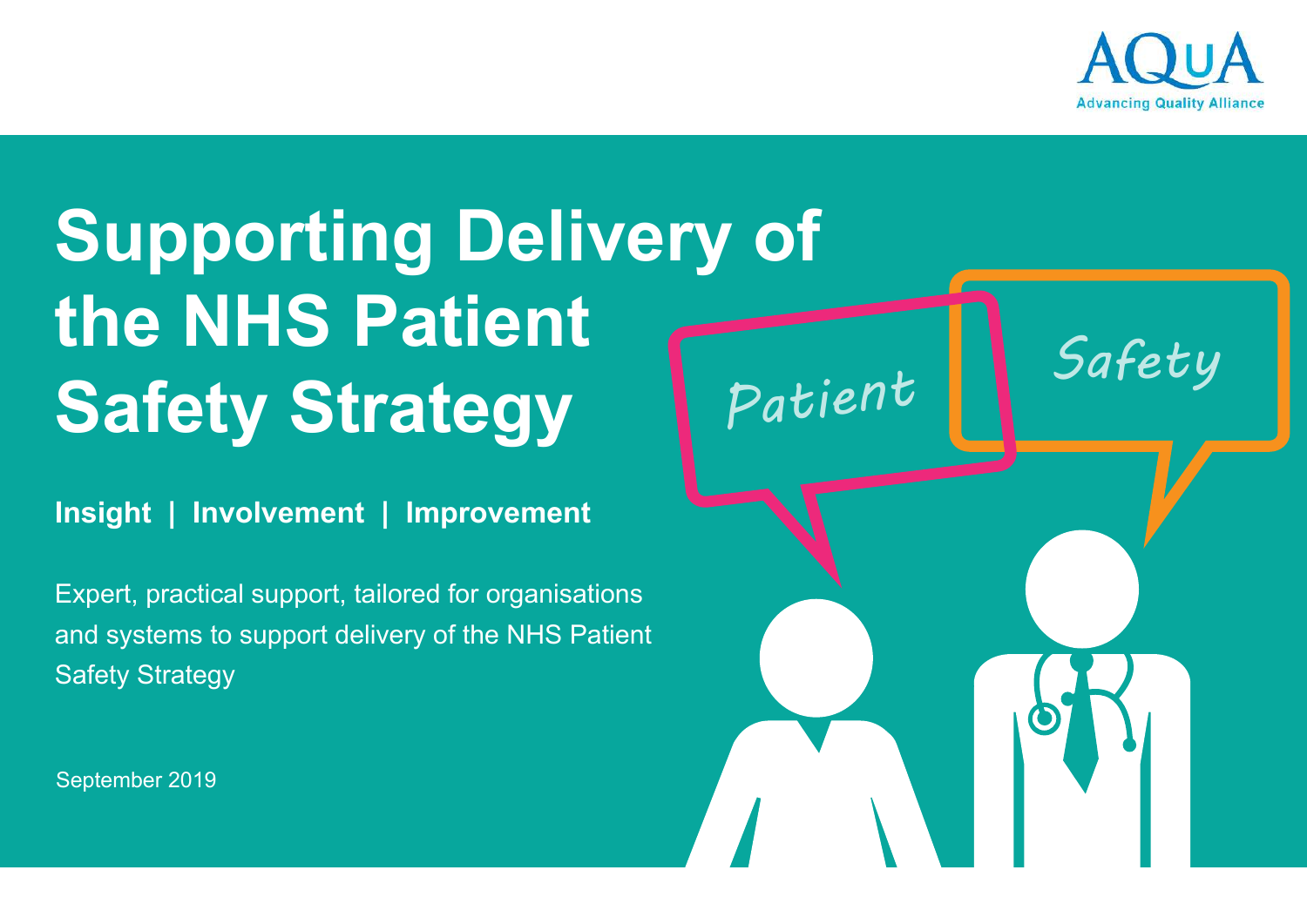AQuA
Advancing Quality Alliance

# Supporting Delivery of the NHS Patient Safety Strategy

**Insight | Involvement | Improvement**

Expert, practical support, tailored for organisations and systems to support delivery of the NHS Patient Safety Strategy

September 2019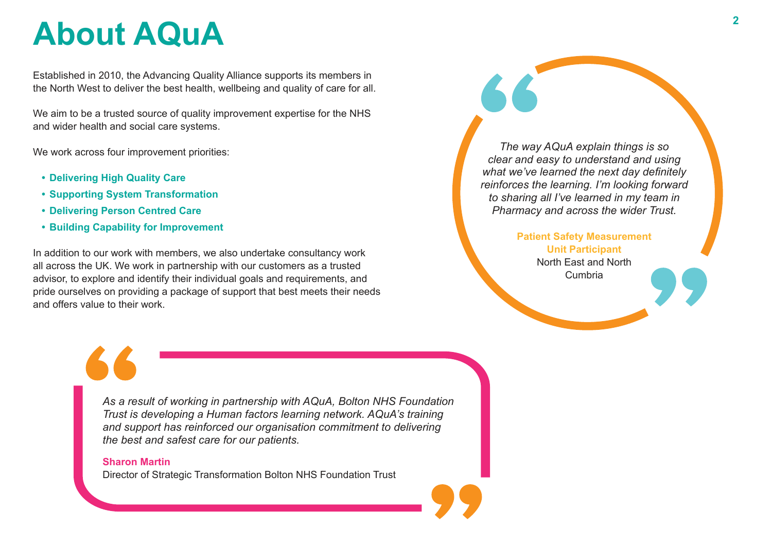# About AQuA

Established in 2010, the Advancing Quality Alliance supports its members in the North West to deliver the best health, wellbeing and quality of care for all.

We aim to be a trusted source of quality improvement expertise for the NHS and wider health and social care systems.

We work across four improvement priorities:

- **Delivering High Quality Care**
- **Supporting System Transformation**
- **Delivering Person Centred Care**
- **Building Capability for Improvement**

In addition to our work with members, we also undertake consultancy work all across the UK. We work in partnership with our customers as a trusted advisor, to explore and identify their individual goals and requirements, and pride ourselves on providing a package of support that best meets their needs and offers value to their work.

> *The way AQuA explain things is so clear and easy to understand and using what we've learned the next day definitely reinforces the learning. I'm looking forward to sharing all I've learned in my team in Pharmacy and across the wider Trust.*
>
> **Patient Safety Measurement Unit Participant**
> North East and North Cumbria

> *As a result of working in partnership with AQuA, Bolton NHS Foundation Trust is developing a Human factors learning network. AQuA's training and support has reinforced our organisation commitment to delivering the best and safest care for our patients.*
>
> **Sharon Martin**
> Director of Strategic Transformation Bolton NHS Foundation Trust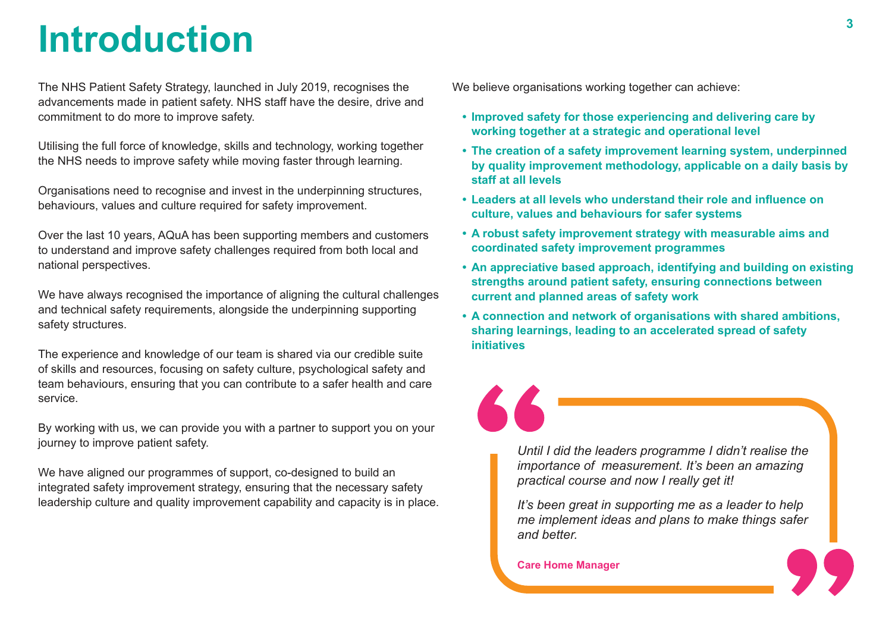# Introduction

The NHS Patient Safety Strategy, launched in July 2019, recognises the advancements made in patient safety. NHS staff have the desire, drive and commitment to do more to improve safety.

Utilising the full force of knowledge, skills and technology, working together the NHS needs to improve safety while moving faster through learning.

Organisations need to recognise and invest in the underpinning structures, behaviours, values and culture required for safety improvement.

Over the last 10 years, AQuA has been supporting members and customers to understand and improve safety challenges required from both local and national perspectives.

We have always recognised the importance of aligning the cultural challenges and technical safety requirements, alongside the underpinning supporting safety structures.

The experience and knowledge of our team is shared via our credible suite of skills and resources, focusing on safety culture, psychological safety and team behaviours, ensuring that you can contribute to a safer health and care service.

By working with us, we can provide you with a partner to support you on your journey to improve patient safety.

We have aligned our programmes of support, co-designed to build an integrated safety improvement strategy, ensuring that the necessary safety leadership culture and quality improvement capability and capacity is in place.

We believe organisations working together can achieve:

- **Improved safety for those experiencing and delivering care by working together at a strategic and operational level**
- **The creation of a safety improvement learning system, underpinned by quality improvement methodology, applicable on a daily basis by staff at all levels**
- **Leaders at all levels who understand their role and influence on culture, values and behaviours for safer systems**
- **A robust safety improvement strategy with measurable aims and coordinated safety improvement programmes**
- **An appreciative based approach, identifying and building on existing strengths around patient safety, ensuring connections between current and planned areas of safety work**
- **A connection and network of organisations with shared ambitions, sharing learnings, leading to an accelerated spread of safety initiatives**

> *Until I did the leaders programme I didn't realise the importance of measurement. It's been an amazing practical course and now I really get it!*
>
> *It's been great in supporting me as a leader to help me implement ideas and plans to make things safer and better.*
>
> **Care Home Manager**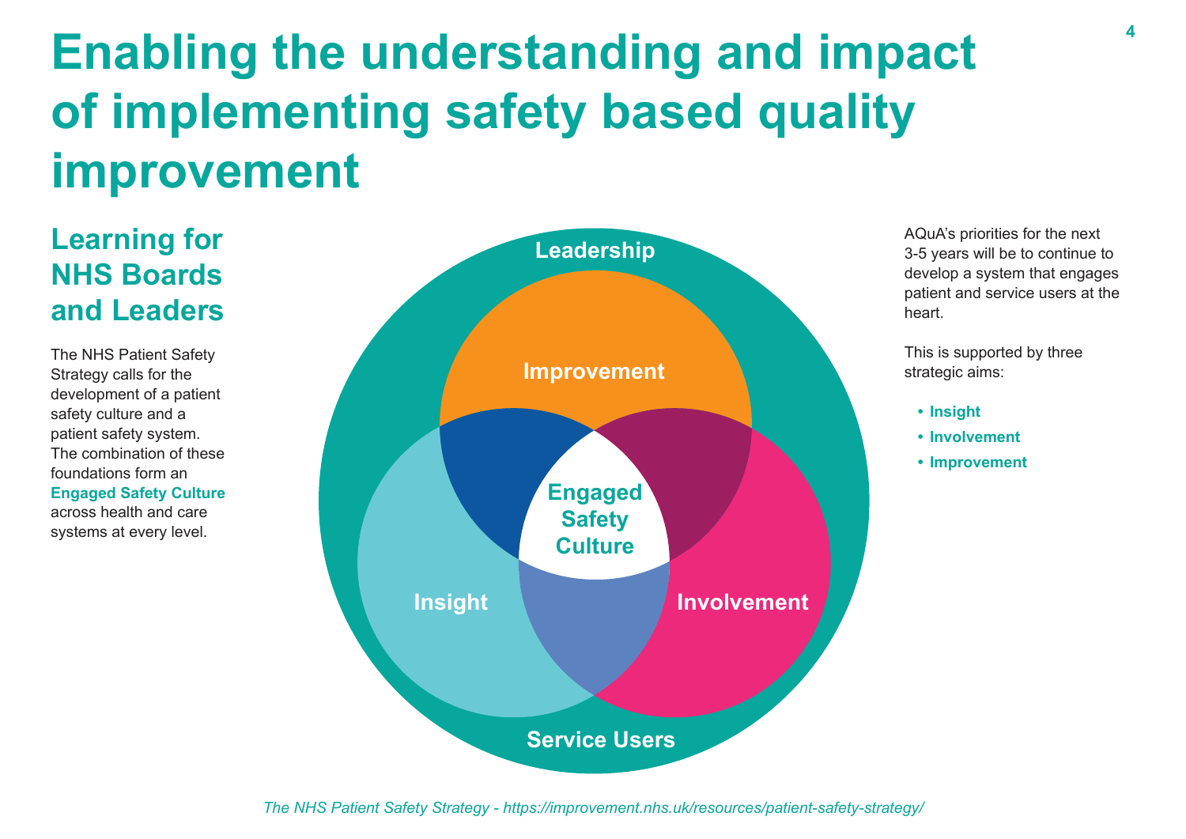# Enabling the understanding and impact of implementing safety based quality improvement

## Learning for NHS Boards and Leaders

The NHS Patient Safety Strategy calls for the development of a patient safety culture and a patient safety system. The combination of these foundations form an **Engaged Safety Culture** across health and care systems at every level.

Leadership

Improvement

Engaged Safety Culture

Insight

Involvement

Service Users

AQuA's priorities for the next 3-5 years will be to continue to develop a system that engages patient and service users at the heart.

This is supported by three strategic aims:

- **Insight**
- **Involvement**
- **Improvement**

*The NHS Patient Safety Strategy - https://improvement.nhs.uk/resources/patient-safety-strategy/*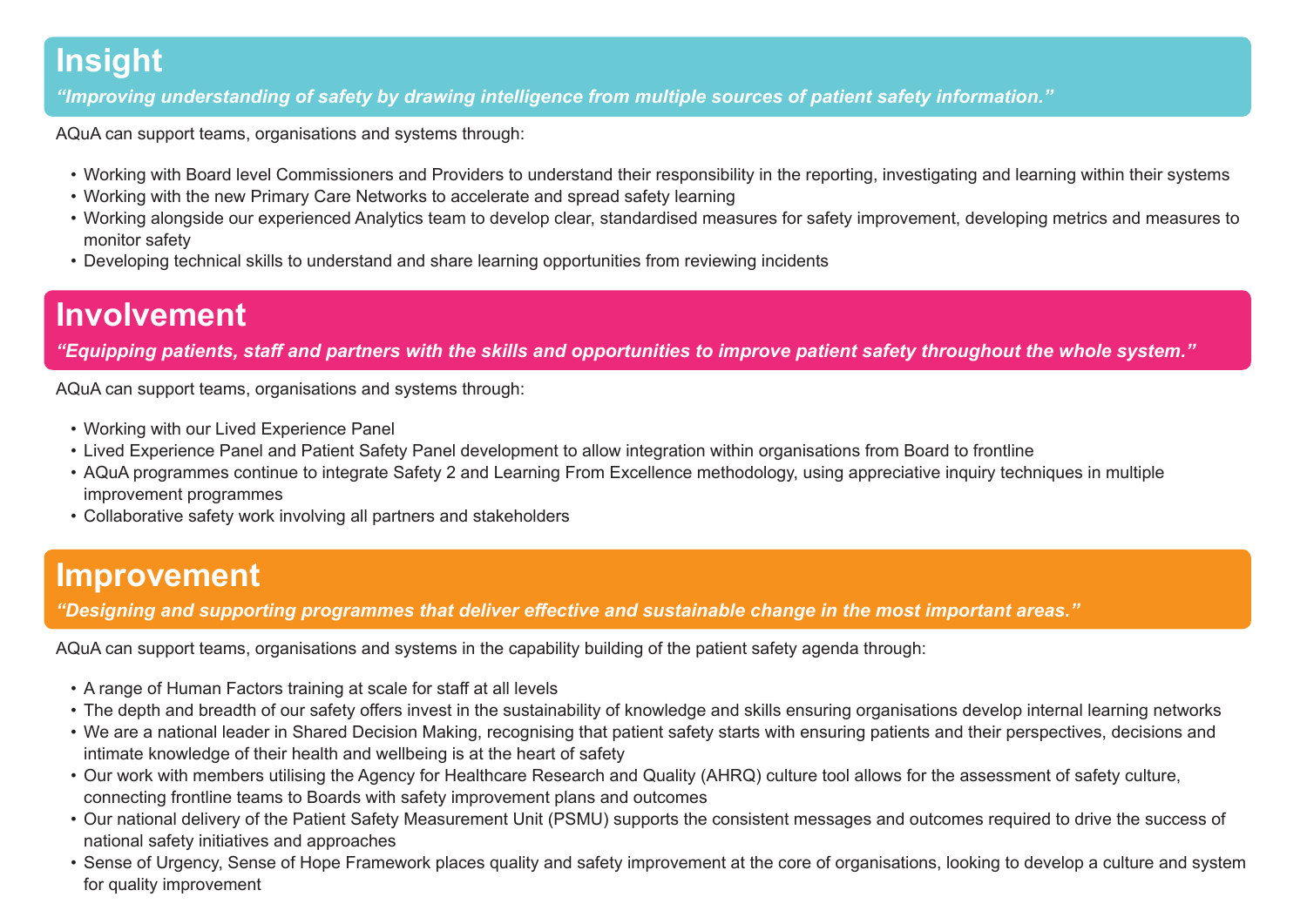# Insight

***"Improving understanding of safety by drawing intelligence from multiple sources of patient safety information."***

AQuA can support teams, organisations and systems through:

- Working with Board level Commissioners and Providers to understand their responsibility in the reporting, investigating and learning within their systems
- Working with the new Primary Care Networks to accelerate and spread safety learning
- Working alongside our experienced Analytics team to develop clear, standardised measures for safety improvement, developing metrics and measures to monitor safety
- Developing technical skills to understand and share learning opportunities from reviewing incidents

# Involvement

***"Equipping patients, staff and partners with the skills and opportunities to improve patient safety throughout the whole system."***

AQuA can support teams, organisations and systems through:

- Working with our Lived Experience Panel
- Lived Experience Panel and Patient Safety Panel development to allow integration within organisations from Board to frontline
- AQuA programmes continue to integrate Safety 2 and Learning From Excellence methodology, using appreciative inquiry techniques in multiple improvement programmes
- Collaborative safety work involving all partners and stakeholders

# Improvement

***"Designing and supporting programmes that deliver effective and sustainable change in the most important areas."***

AQuA can support teams, organisations and systems in the capability building of the patient safety agenda through:

- A range of Human Factors training at scale for staff at all levels
- The depth and breadth of our safety offers invest in the sustainability of knowledge and skills ensuring organisations develop internal learning networks
- We are a national leader in Shared Decision Making, recognising that patient safety starts with ensuring patients and their perspectives, decisions and intimate knowledge of their health and wellbeing is at the heart of safety
- Our work with members utilising the Agency for Healthcare Research and Quality (AHRQ) culture tool allows for the assessment of safety culture, connecting frontline teams to Boards with safety improvement plans and outcomes
- Our national delivery of the Patient Safety Measurement Unit (PSMU) supports the consistent messages and outcomes required to drive the success of national safety initiatives and approaches
- Sense of Urgency, Sense of Hope Framework places quality and safety improvement at the core of organisations, looking to develop a culture and system for quality improvement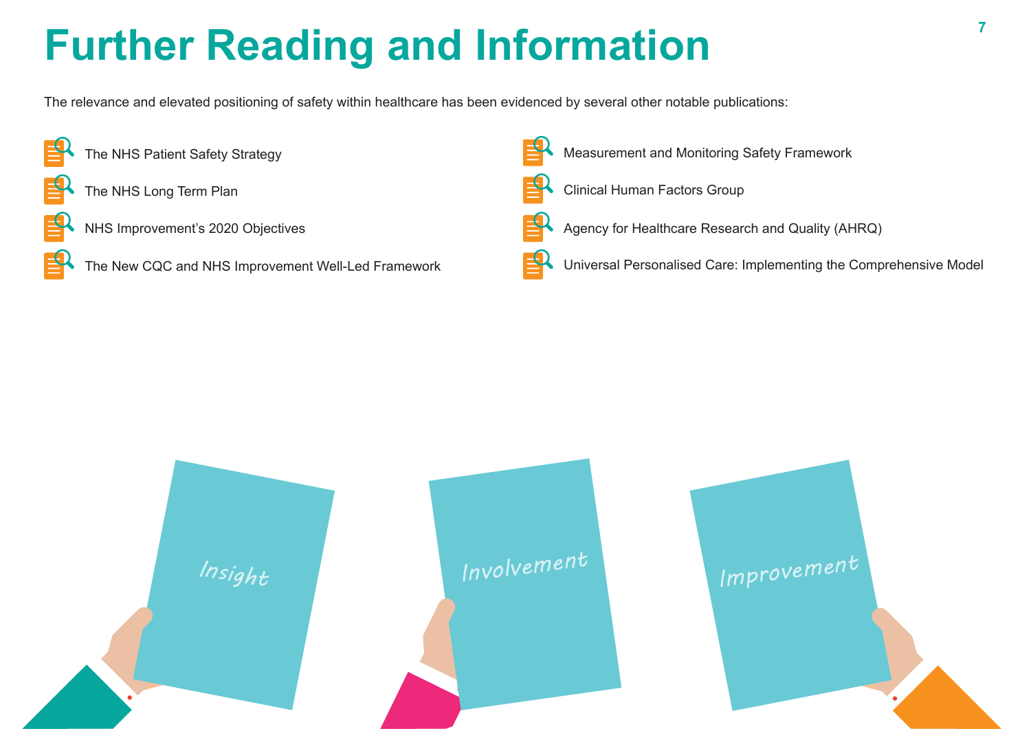# Further Reading and Information

The relevance and elevated positioning of safety within healthcare has been evidenced by several other notable publications:

- The NHS Patient Safety Strategy
- The NHS Long Term Plan
- NHS Improvement's 2020 Objectives
- The New CQC and NHS Improvement Well-Led Framework
- Measurement and Monitoring Safety Framework
- Clinical Human Factors Group
- Agency for Healthcare Research and Quality (AHRQ)
- Universal Personalised Care: Implementing the Comprehensive Model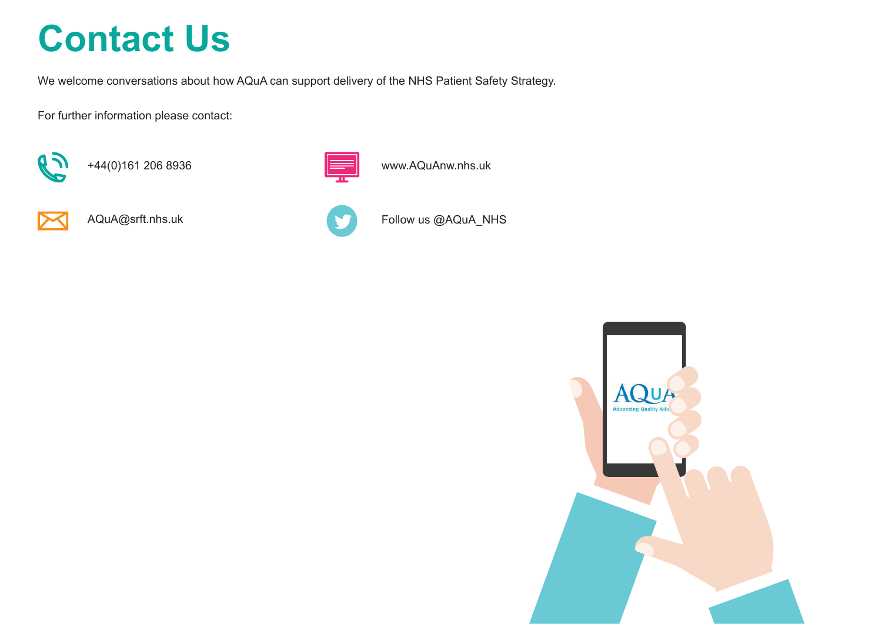# Contact Us

We welcome conversations about how AQuA can support delivery of the NHS Patient Safety Strategy.

For further information please contact:

+44(0)161 206 8936

www.AQuAnw.nhs.uk

AQuA@srft.nhs.uk

Follow us @AQuA_NHS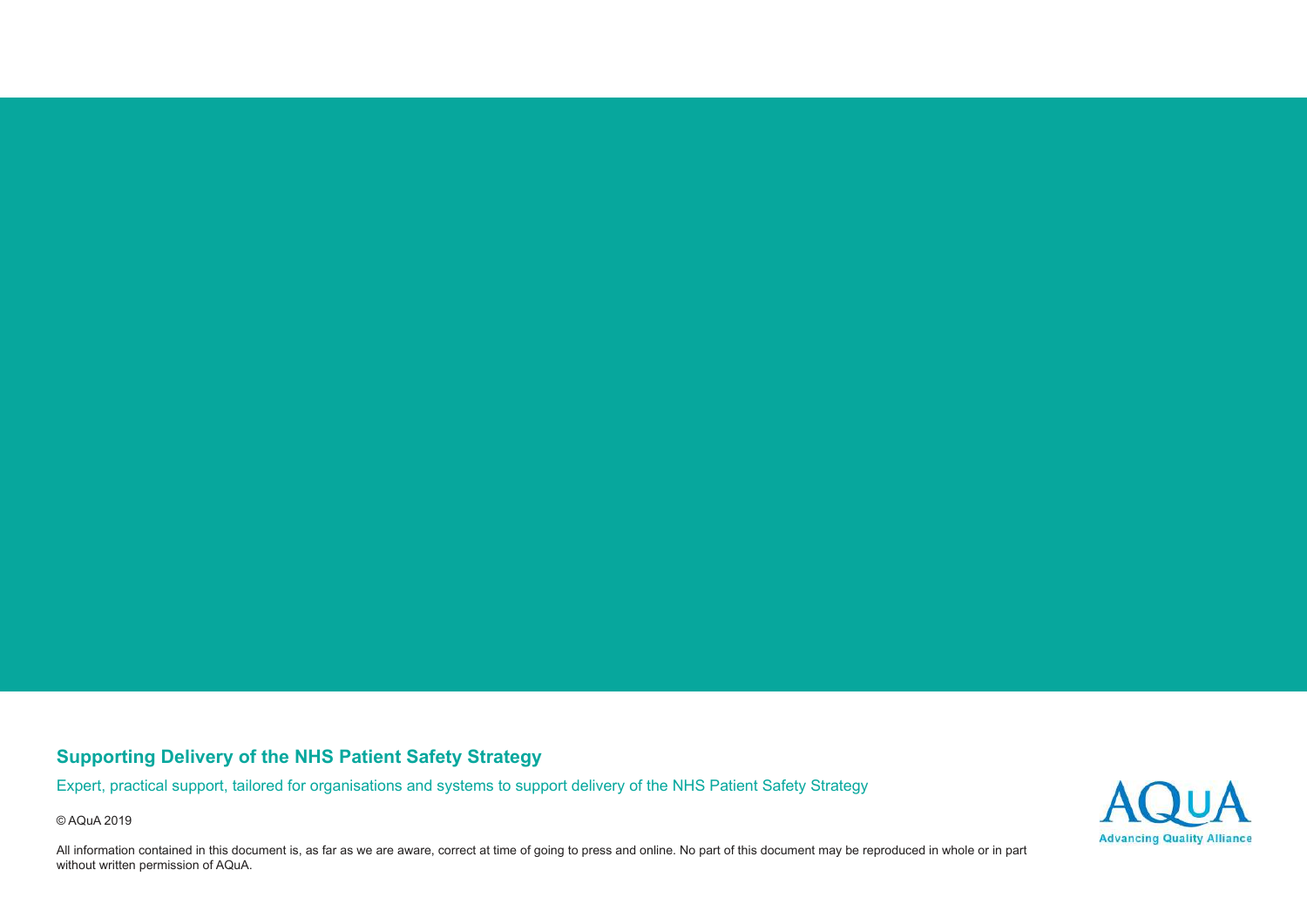**Supporting Delivery of the NHS Patient Safety Strategy**

Expert, practical support, tailored for organisations and systems to support delivery of the NHS Patient Safety Strategy

© AQuA 2019

All information contained in this document is, as far as we are aware, correct at time of going to press and online. No part of this document may be reproduced in whole or in part without written permission of AQuA.

AQuA
Advancing Quality Alliance